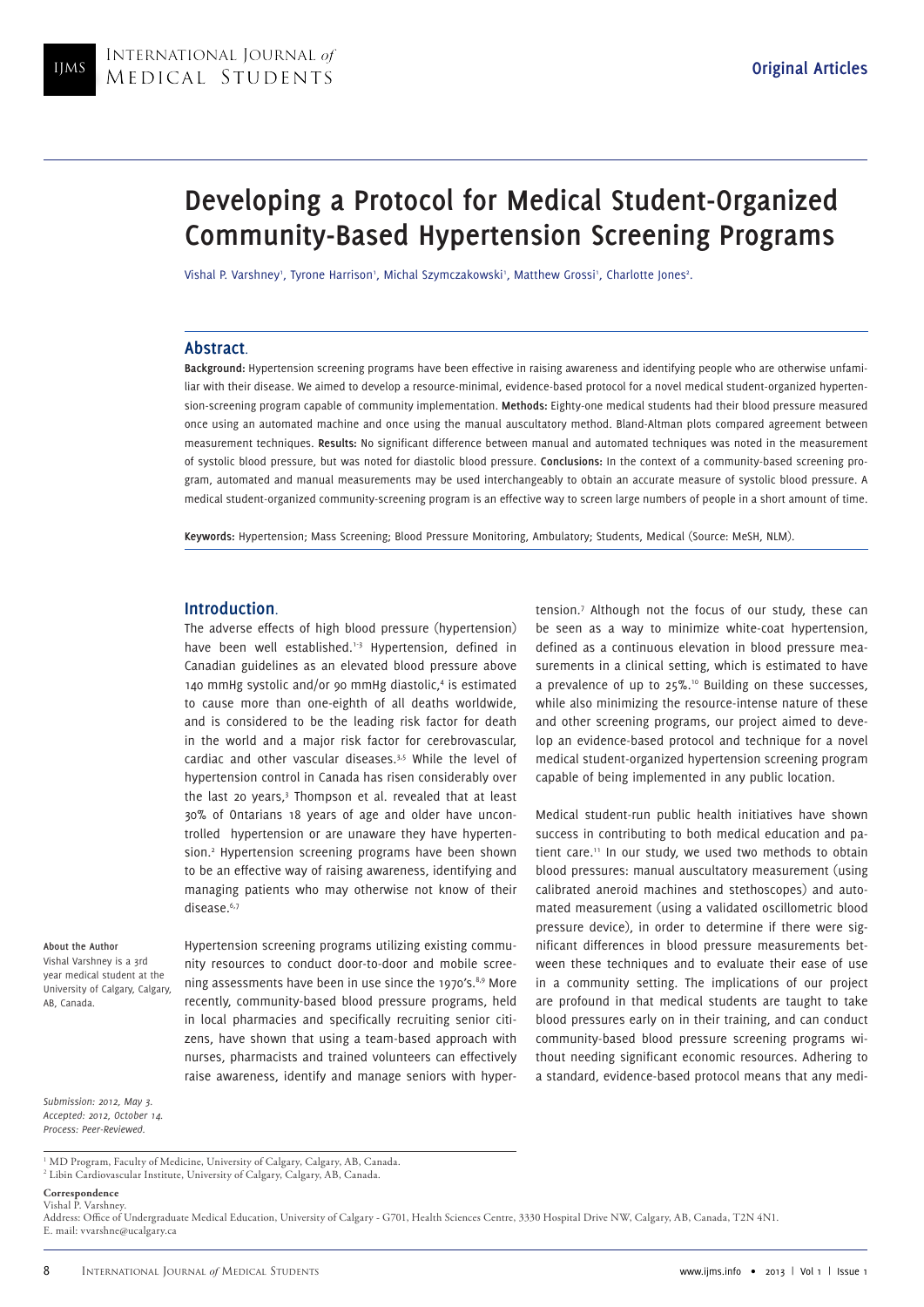Original Articles

# Developing a Protocol for Medical Student-Organized Community-Based Hypertension Screening Programs

Vishal P. Varshney[1], Tyrone Harrison[1], Michal Szymczakowski[1], Matthew Grossi[1], Charlotte Jones[2].

## Abstract.

**Background:** Hypertension screening programs have been effective in raising awareness and identifying people who are otherwise unfamiliar with their disease. We aimed to develop a resource-minimal, evidence-based protocol for a novel medical student-organized hypertension-screening program capable of community implementation. **Methods:** Eighty-one medical students had their blood pressure measured once using an automated machine and once using the manual auscultatory method. Bland-Altman plots compared agreement between measurement techniques. **Results:** No significant difference between manual and automated techniques was noted in the measurement of systolic blood pressure, but was noted for diastolic blood pressure. **Conclusions:** In the context of a community-based screening program, automated and manual measurements may be used interchangeably to obtain an accurate measure of systolic blood pressure. A medical student-organized community-screening program is an effective way to screen large numbers of people in a short amount of time.

**Keywords:** Hypertension; Mass Screening; Blood Pressure Monitoring, Ambulatory; Students, Medical (Source: MeSH, NLM).

## Introduction.

The adverse effects of high blood pressure (hypertension) have been well established.[1-3] Hypertension, defined in Canadian guidelines as an elevated blood pressure above 140 mmHg systolic and/or 90 mmHg diastolic,[4] is estimated to cause more than one-eighth of all deaths worldwide, and is considered to be the leading risk factor for death in the world and a major risk factor for cerebrovascular, cardiac and other vascular diseases.[3,5] While the level of hypertension control in Canada has risen considerably over the last 20 years,[3] Thompson et al. revealed that at least 30% of Ontarians 18 years of age and older have uncontrolled hypertension or are unaware they have hypertension.[2] Hypertension screening programs have been shown to be an effective way of raising awareness, identifying and managing patients who may otherwise not know of their disease.[6,7]

Hypertension screening programs utilizing existing community resources to conduct door-to-door and mobile screening assessments have been in use since the 1970's.[8,9] More recently, community-based blood pressure programs, held in local pharmacies and specifically recruiting senior citizens, have shown that using a team-based approach with nurses, pharmacists and trained volunteers can effectively raise awareness, identify and manage seniors with hypertension.[7] Although not the focus of our study, these can be seen as a way to minimize white-coat hypertension, defined as a continuous elevation in blood pressure measurements in a clinical setting, which is estimated to have a prevalence of up to 25%.[10] Building on these successes, while also minimizing the resource-intense nature of these and other screening programs, our project aimed to develop an evidence-based protocol and technique for a novel medical student-organized hypertension screening program capable of being implemented in any public location.

Medical student-run public health initiatives have shown success in contributing to both medical education and patient care.[11] In our study, we used two methods to obtain blood pressures: manual auscultatory measurement (using calibrated aneroid machines and stethoscopes) and automated measurement (using a validated oscillometric blood pressure device), in order to determine if there were significant differences in blood pressure measurements between these techniques and to evaluate their ease of use in a community setting. The implications of our project are profound in that medical students are taught to take blood pressures early on in their training, and can conduct community-based blood pressure screening programs without needing significant economic resources. Adhering to a standard, evidence-based protocol means that any medi-

**About the Author**
Vishal Varshney is a 3rd year medical student at the University of Calgary, Calgary, AB, Canada.

*Submission: 2012, May 3.*
*Accepted: 2012, October 14.*
*Process: Peer-Reviewed.*

[1] MD Program, Faculty of Medicine, University of Calgary, Calgary, AB, Canada.
[2] Libin Cardiovascular Institute, University of Calgary, Calgary, AB, Canada.

**Correspondence**
Vishal P. Varshney.
Address: Office of Undergraduate Medical Education, University of Calgary - G701, Health Sciences Centre, 3330 Hospital Drive NW, Calgary, AB, Canada, T2N 4N1.
E. mail: vvarshne@ucalgary.ca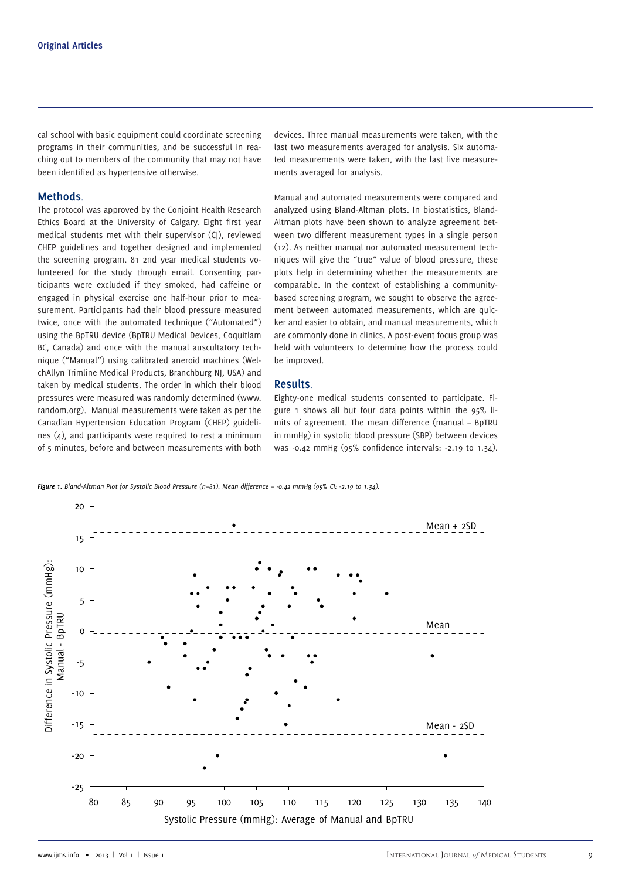cal school with basic equipment could coordinate screening programs in their communities, and be successful in reaching out to members of the community that may not have been identified as hypertensive otherwise.

## Methods.

The protocol was approved by the Conjoint Health Research Ethics Board at the University of Calgary. Eight first year medical students met with their supervisor (CJ), reviewed CHEP guidelines and together designed and implemented the screening program. 81 2nd year medical students volunteered for the study through email. Consenting participants were excluded if they smoked, had caffeine or engaged in physical exercise one half-hour prior to measurement. Participants had their blood pressure measured twice, once with the automated technique ("Automated") using the BpTRU device (BpTRU Medical Devices, Coquitlam BC, Canada) and once with the manual auscultatory technique ("Manual") using calibrated aneroid machines (WelchAllyn Trimline Medical Products, Branchburg NJ, USA) and taken by medical students. The order in which their blood pressures were measured was randomly determined (www.random.org). Manual measurements were taken as per the Canadian Hypertension Education Program (CHEP) guidelines (4), and participants were required to rest a minimum of 5 minutes, before and between measurements with both devices. Three manual measurements were taken, with the last two measurements averaged for analysis. Six automated measurements were taken, with the last five measurements averaged for analysis.

Manual and automated measurements were compared and analyzed using Bland-Altman plots. In biostatistics, Bland-Altman plots have been shown to analyze agreement between two different measurement types in a single person (12). As neither manual nor automated measurement techniques will give the "true" value of blood pressure, these plots help in determining whether the measurements are comparable. In the context of establishing a community-based screening program, we sought to observe the agreement between automated measurements, which are quicker and easier to obtain, and manual measurements, which are commonly done in clinics. A post-event focus group was held with volunteers to determine how the process could be improved.

## Results.

Eighty-one medical students consented to participate. Figure 1 shows all but four data points within the 95% limits of agreement. The mean difference (manual – BpTRU in mmHg) in systolic blood pressure (SBP) between devices was -0.42 mmHg (95% confidence intervals: -2.19 to 1.34).

***Figure 1.*** *Bland-Altman Plot for Systolic Blood Pressure (n=81). Mean difference = -0.42 mmHg (95% CI: -2.19 to 1.34).*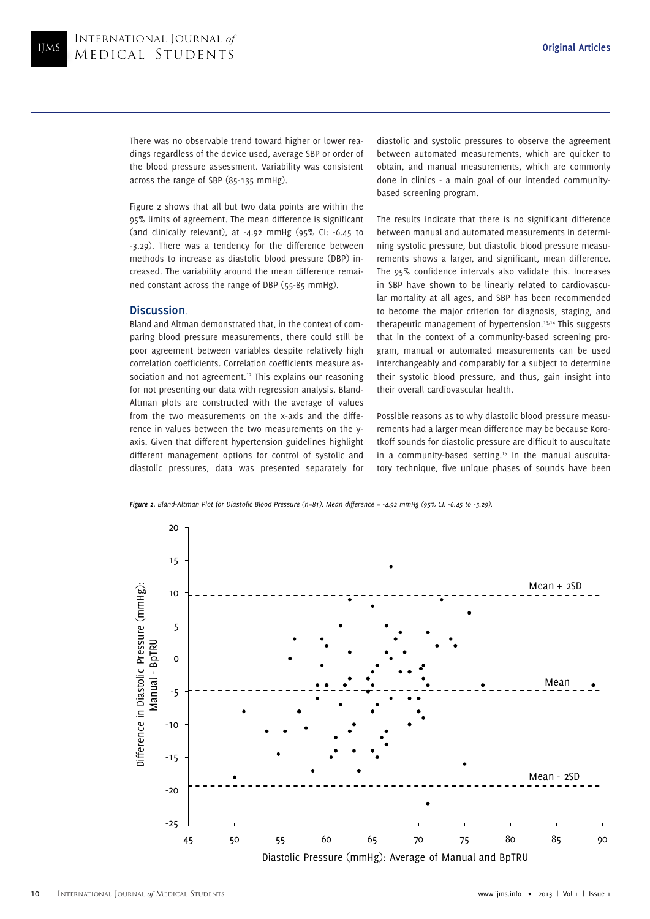There was no observable trend toward higher or lower readings regardless of the device used, average SBP or order of the blood pressure assessment. Variability was consistent across the range of SBP (85-135 mmHg).

Figure 2 shows that all but two data points are within the 95% limits of agreement. The mean difference is significant (and clinically relevant), at -4.92 mmHg (95% CI: -6.45 to -3.29). There was a tendency for the difference between methods to increase as diastolic blood pressure (DBP) increased. The variability around the mean difference remained constant across the range of DBP (55-85 mmHg).

## Discussion.

Bland and Altman demonstrated that, in the context of comparing blood pressure measurements, there could still be poor agreement between variables despite relatively high correlation coefficients. Correlation coefficients measure association and not agreement.[12] This explains our reasoning for not presenting our data with regression analysis. Bland-Altman plots are constructed with the average of values from the two measurements on the x-axis and the difference in values between the two measurements on the y-axis. Given that different hypertension guidelines highlight different management options for control of systolic and diastolic pressures, data was presented separately for diastolic and systolic pressures to observe the agreement between automated measurements, which are quicker to obtain, and manual measurements, which are commonly done in clinics - a main goal of our intended community-based screening program.

The results indicate that there is no significant difference between manual and automated measurements in determining systolic pressure, but diastolic blood pressure measurements shows a larger, and significant, mean difference. The 95% confidence intervals also validate this. Increases in SBP have shown to be linearly related to cardiovascular mortality at all ages, and SBP has been recommended to become the major criterion for diagnosis, staging, and therapeutic management of hypertension.[13,14] This suggests that in the context of a community-based screening program, manual or automated measurements can be used interchangeably and comparably for a subject to determine their systolic blood pressure, and thus, gain insight into their overall cardiovascular health.

Possible reasons as to why diastolic blood pressure measurements had a larger mean difference may be because Korotkoff sounds for diastolic pressure are difficult to auscultate in a community-based setting.[15] In the manual auscultatory technique, five unique phases of sounds have been

***Figure 2.*** *Bland-Altman Plot for Diastolic Blood Pressure (n=81). Mean difference = -4.92 mmHg (95% CI: -6.45 to -3.29).*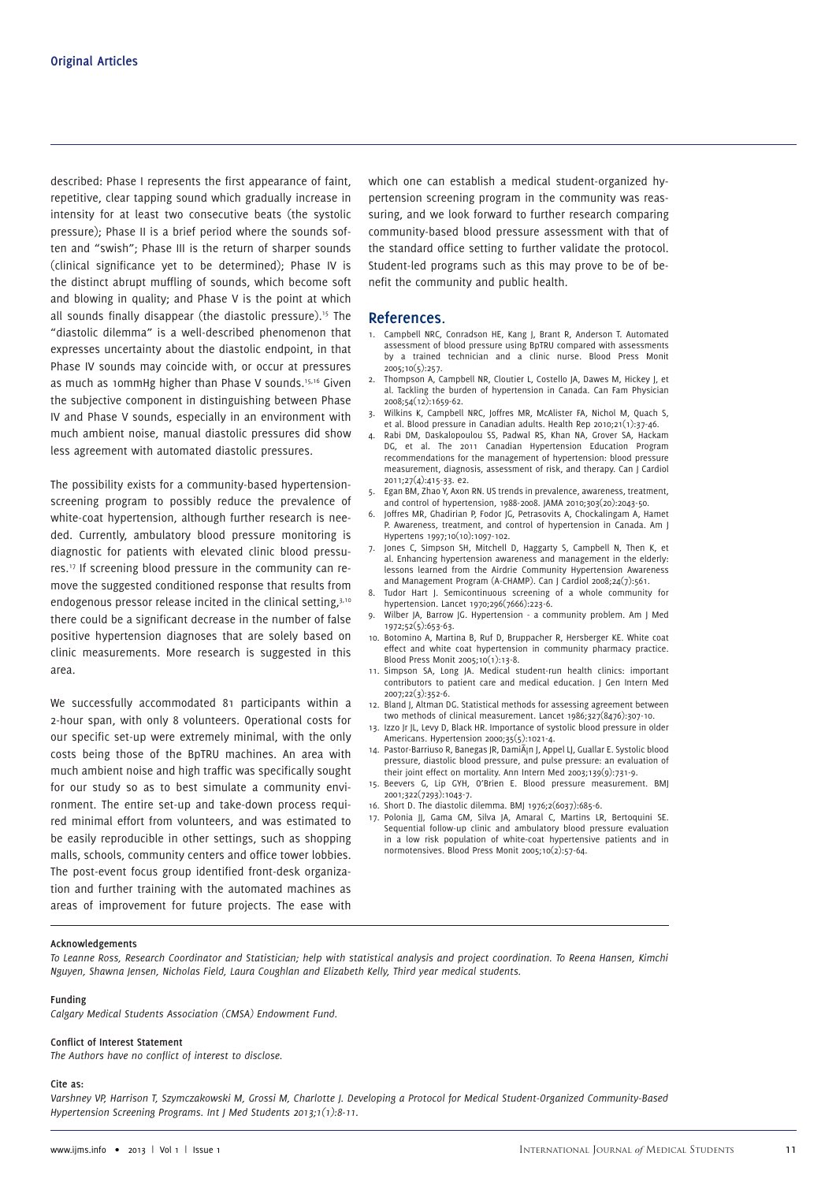described: Phase I represents the first appearance of faint, repetitive, clear tapping sound which gradually increase in intensity for at least two consecutive beats (the systolic pressure); Phase II is a brief period where the sounds soften and "swish"; Phase III is the return of sharper sounds (clinical significance yet to be determined); Phase IV is the distinct abrupt muffling of sounds, which become soft and blowing in quality; and Phase V is the point at which all sounds finally disappear (the diastolic pressure).[15] The "diastolic dilemma" is a well-described phenomenon that expresses uncertainty about the diastolic endpoint, in that Phase IV sounds may coincide with, or occur at pressures as much as 10mmHg higher than Phase V sounds.[15,16] Given the subjective component in distinguishing between Phase IV and Phase V sounds, especially in an environment with much ambient noise, manual diastolic pressures did show less agreement with automated diastolic pressures.

The possibility exists for a community-based hypertension-screening program to possibly reduce the prevalence of white-coat hypertension, although further research is needed. Currently, ambulatory blood pressure monitoring is diagnostic for patients with elevated clinic blood pressures.[17] If screening blood pressure in the community can remove the suggested conditioned response that results from endogenous pressor release incited in the clinical setting,[3,10] there could be a significant decrease in the number of false positive hypertension diagnoses that are solely based on clinic measurements. More research is suggested in this area.

We successfully accommodated 81 participants within a 2-hour span, with only 8 volunteers. Operational costs for our specific set-up were extremely minimal, with the only costs being those of the BpTRU machines. An area with much ambient noise and high traffic was specifically sought for our study so as to best simulate a community environment. The entire set-up and take-down process required minimal effort from volunteers, and was estimated to be easily reproducible in other settings, such as shopping malls, schools, community centers and office tower lobbies. The post-event focus group identified front-desk organization and further training with the automated machines as areas of improvement for future projects. The ease with which one can establish a medical student-organized hypertension screening program in the community was reassuring, and we look forward to further research comparing community-based blood pressure assessment with that of the standard office setting to further validate the protocol. Student-led programs such as this may prove to be of benefit the community and public health.

## References.

1. Campbell NRC, Conradson HE, Kang J, Brant R, Anderson T. Automated assessment of blood pressure using BpTRU compared with assessments by a trained technician and a clinic nurse. Blood Press Monit 2005;10(5):257.
2. Thompson A, Campbell NR, Cloutier L, Costello JA, Dawes M, Hickey J, et al. Tackling the burden of hypertension in Canada. Can Fam Physician 2008;54(12):1659-62.
3. Wilkins K, Campbell NRC, Joffres MR, McAlister FA, Nichol M, Quach S, et al. Blood pressure in Canadian adults. Health Rep 2010;21(1):37-46.
4. Rabi DM, Daskalopoulou SS, Padwal RS, Khan NA, Grover SA, Hackam DG, et al. The 2011 Canadian Hypertension Education Program recommendations for the management of hypertension: blood pressure measurement, diagnosis, assessment of risk, and therapy. Can J Cardiol 2011;27(4):415-33. e2.
5. Egan BM, Zhao Y, Axon RN. US trends in prevalence, awareness, treatment, and control of hypertension, 1988-2008. JAMA 2010;303(20):2043-50.
6. Joffres MR, Ghadirian P, Fodor JG, Petrasovits A, Chockalingam A, Hamet P. Awareness, treatment, and control of hypertension in Canada. Am J Hypertens 1997;10(10):1097-102.
7. Jones C, Simpson SH, Mitchell D, Haggarty S, Campbell N, Then K, et al. Enhancing hypertension awareness and management in the elderly: lessons learned from the Airdrie Community Hypertension Awareness and Management Program (A-CHAMP). Can J Cardiol 2008;24(7):561.
8. Tudor Hart J. Semicontinuous screening of a whole community for hypertension. Lancet 1970;296(7666):223-6.
9. Wilber JA, Barrow JG. Hypertension - a community problem. Am J Med 1972;52(5):653-63.
10. Botomino A, Martina B, Ruf D, Bruppacher R, Hersberger KE. White coat effect and white coat hypertension in community pharmacy practice. Blood Press Monit 2005;10(1):13-8.
11. Simpson SA, Long JA. Medical student-run health clinics: important contributors to patient care and medical education. J Gen Intern Med 2007;22(3):352-6.
12. Bland J, Altman DG. Statistical methods for assessing agreement between two methods of clinical measurement. Lancet 1986;327(8476):307-10.
13. Izzo Jr JL, Levy D, Black HR. Importance of systolic blood pressure in older Americans. Hypertension 2000;35(5):1021-4.
14. Pastor-Barriuso R, Banegas JR, DamiÃ¡n J, Appel LJ, Guallar E. Systolic blood pressure, diastolic blood pressure, and pulse pressure: an evaluation of their joint effect on mortality. Ann Intern Med 2003;139(9):731-9.
15. Beevers G, Lip GYH, O'Brien E. Blood pressure measurement. BMJ 2001;322(7293):1043-7.
16. Short D. The diastolic dilemma. BMJ 1976;2(6037):685-6.
17. Polonia JJ, Gama GM, Silva JA, Amaral C, Martins LR, Bertoquini SE. Sequential follow-up clinic and ambulatory blood pressure evaluation in a low risk population of white-coat hypertensive patients and in normotensives. Blood Press Monit 2005;10(2):57-64.

**Acknowledgements**

*To Leanne Ross, Research Coordinator and Statistician; help with statistical analysis and project coordination. To Reena Hansen, Kimchi Nguyen, Shawna Jensen, Nicholas Field, Laura Coughlan and Elizabeth Kelly, Third year medical students.*

**Funding**

*Calgary Medical Students Association (CMSA) Endowment Fund.*

**Conflict of Interest Statement**

*The Authors have no conflict of interest to disclose.*

**Cite as:**

*Varshney VP, Harrison T, Szymczakowski M, Grossi M, Charlotte J. Developing a Protocol for Medical Student-Organized Community-Based Hypertension Screening Programs. Int J Med Students 2013;1(1):8-11.*